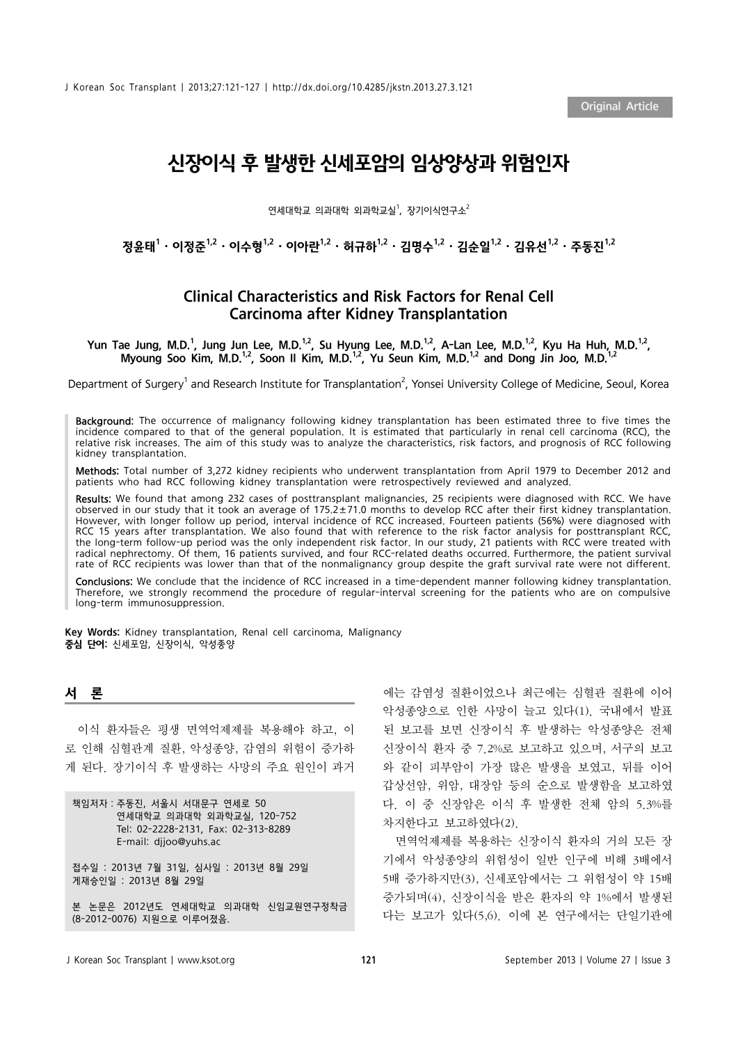Original Article

# 신장이식 후 발생한 신세포암의 임상양상과 위험인자

연세대학교 의과대학 외과학교실[1], 장기이식연구소[2]

정윤태[1] · 이정준[1,2] · 이수형[1,2] · 이아란[1,2] · 허규하[1,2] · 김명수[1,2] · 김순일[1,2] · 김유선[1,2] · 주동진[1,2]

## Clinical Characteristics and Risk Factors for Renal Cell Carcinoma after Kidney Transplantation

Yun Tae Jung, M.D.[1], Jung Jun Lee, M.D.[1,2], Su Hyung Lee, M.D.[1,2], A-Lan Lee, M.D.[1,2], Kyu Ha Huh, M.D.[1,2], Myoung Soo Kim, M.D.[1,2], Soon Il Kim, M.D.[1,2], Yu Seun Kim, M.D.[1,2] and Dong Jin Joo, M.D.[1,2]

Department of Surgery[1] and Research Institute for Transplantation[2], Yonsei University College of Medicine, Seoul, Korea

**Background:** The occurrence of malignancy following kidney transplantation has been estimated three to five times the incidence compared to that of the general population. It is estimated that particularly in renal cell carcinoma (RCC), the relative risk increases. The aim of this study was to analyze the characteristics, risk factors, and prognosis of RCC following kidney transplantation.

**Methods:** Total number of 3,272 kidney recipients who underwent transplantation from April 1979 to December 2012 and patients who had RCC following kidney transplantation were retrospectively reviewed and analyzed.

**Results:** We found that among 232 cases of posttransplant malignancies, 25 recipients were diagnosed with RCC. We have observed in our study that it took an average of 175.2±71.0 months to develop RCC after their first kidney transplantation. However, with longer follow up period, interval incidence of RCC increased. Fourteen patients (56%) were diagnosed with RCC 15 years after transplantation. We also found that with reference to the risk factor analysis for posttransplant RCC, the long-term follow-up period was the only independent risk factor. In our study, 21 patients with RCC were treated with radical nephrectomy. Of them, 16 patients survived, and four RCC-related deaths occurred. Furthermore, the patient survival rate of RCC recipients was lower than that of the nonmalignancy group despite the graft survival rate were not different.

**Conclusions:** We conclude that the incidence of RCC increased in a time-dependent manner following kidney transplantation. Therefore, we strongly recommend the procedure of regular-interval screening for the patients who are on compulsive long-term immunosuppression.

**Key Words:** Kidney transplantation, Renal cell carcinoma, Malignancy
**중심 단어:** 신세포암, 신장이식, 악성종양

## 서 론

이식 환자들은 평생 면역억제제를 복용해야 하고, 이로 인해 심혈관계 질환, 악성종양, 감염의 위험이 증가하게 된다. 장기이식 후 발생하는 사망의 주요 원인이 과거에는 감염성 질환이었으나 최근에는 심혈관 질환에 이어 악성종양으로 인한 사망이 늘고 있다(1). 국내에서 발표된 보고를 보면 신장이식 후 발생하는 악성종양은 전체 신장이식 환자 중 7.2%로 보고하고 있으며, 서구의 보고와 같이 피부암이 가장 많은 발생을 보였고, 뒤를 이어 갑상선암, 위암, 대장암 등의 순으로 발생함을 보고하였다. 이 중 신장암은 이식 후 발생한 전체 암의 5.3%를 차지한다고 보고하였다(2).

면역억제제를 복용하는 신장이식 환자의 거의 모든 장기에서 악성종양의 위험성이 일반 인구에 비해 3배에서 5배 증가하지만(3), 신세포암에서는 그 위험성이 약 15배 증가되며(4), 신장이식을 받은 환자의 약 1%에서 발생된다는 보고가 있다(5,6). 이에 본 연구에서는 단일기관에

책임저자 : 주동진, 서울시 서대문구 연세로 50
연세대학교 의과대학 외과학교실, 120-752
Tel: 02-2228-2131, Fax: 02-313-8289
E-mail: djjoo@yuhs.ac

접수일 : 2013년 7월 31일, 심사일 : 2013년 8월 29일
게재승인일 : 2013년 8월 29일

본 논문은 2012년도 연세대학교 의과대학 신임교원연구정착금 (8-2012-0076) 지원으로 이루어졌음.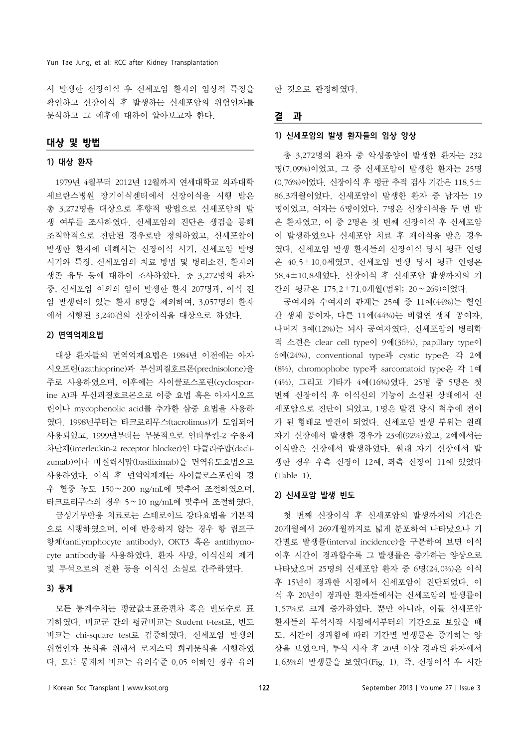서 발생한 신장이식 후 신세포암 환자의 임상적 특징을 확인하고 신장이식 후 발생하는 신세포암의 위험인자를 분석하고 그 예후에 대하여 알아보고자 한다.

## 대상 및 방법

### 1) 대상 환자

1979년 4월부터 2012년 12월까지 연세대학교 의과대학 세브란스병원 장기이식센터에서 신장이식을 시행 받은 총 3,272명을 대상으로 후향적 방법으로 신세포암의 발생 여부를 조사하였다. 신세포암의 진단은 생검을 통해 조직학적으로 진단된 경우로만 정의하였고, 신세포암이 발생한 환자에 대해서는 신장이식 시기, 신세포암 발병 시기와 특징, 신세포암의 치료 방법 및 병리소견, 환자의 생존 유무 등에 대하여 조사하였다. 총 3,272명의 환자 중, 신세포암 이외의 암이 발생한 환자 207명과, 이식 전 암 발생력이 있는 환자 8명을 제외하여, 3,057명의 환자에서 시행된 3,240건의 신장이식을 대상으로 하였다.

### 2) 면역억제요법

대상 환자들의 면역억제요법은 1984년 이전에는 아자시오프린(azathioprine)과 부신피질호르몬(prednisolone)을 주로 사용하였으며, 이후에는 사이클로스포린(cyclosporine A)과 부신피질호르몬으로 이중 요법 혹은 아자시오프린이나 mycophenolic acid를 추가한 삼중 요법을 사용하였다. 1998년부터는 타크로리무스(tacrolimus)가 도입되어 사용되었고, 1999년부터는 부분적으로 인터루킨-2 수용체 차단제(interleukin-2 receptor blocker)인 다클리주맙(daclizumab)이나 바실릭시맙(basiliximab)을 면역유도요법으로 사용하였다. 이식 후 면역억제제는 사이클로스포린의 경우 혈중 농도 150~200 ng/mL에 맞추어 조절하였으며, 타크로리무스의 경우 5~10 ng/mL에 맞추어 조절하였다.

급성거부반응 치료로는 스테로이드 강타요법을 기본적으로 시행하였으며, 이에 반응하지 않는 경우 항 림프구 항체(antilymphocyte antibody), OKT3 혹은 antithymocyte antibody를 사용하였다. 환자 사망, 이식신의 제거 및 투석으로의 전환 등을 이식신 소실로 간주하였다.

### 3) 통계

모든 통계수치는 평균값±표준편차 혹은 빈도수로 표기하였다. 비교군 간의 평균비교는 Student t-test로, 빈도 비교는 chi-square test로 검증하였다. 신세포암 발생의 위험인자 분석을 위해서 로지스틱 회귀분석을 시행하였다. 모든 통계치 비교는 유의수준 0.05 이하인 경우 유의한 것으로 판정하였다.

## 결 과

### 1) 신세포암의 발생 환자들의 임상 양상

총 3,272명의 환자 중 악성종양이 발생한 환자는 232명(7.09%)이었고, 그 중 신세포암이 발생한 환자는 25명(0.76%)이었다. 신장이식 후 평균 추적 검사 기간은 118.5±86.3개월이었다. 신세포암이 발생한 환자 중 남자는 19명이었고, 여자는 6명이었다. 7명은 신장이식을 두 번 받은 환자였고, 이 중 2명은 첫 번째 신장이식 후 신세포암이 발생하였으나 신세포암 치료 후 재이식을 받은 경우였다. 신세포암 발생 환자들의 신장이식 당시 평균 연령은 40.5±10.0세였고, 신세포암 발생 당시 평균 연령은 58.4±10.8세였다. 신장이식 후 신세포암 발생까지의 기간의 평균은 175.2±71.0개월(범위; 20~269)이었다.

공여자와 수여자의 관계는 25예 중 11예(44%)는 혈연간 생체 공여자, 다른 11예(44%)는 비혈연 생체 공여자, 나머지 3예(12%)는 뇌사 공여자였다. 신세포암의 병리학적 소견은 clear cell type이 9예(36%), papillary type이 6예(24%), conventional type과 cystic type은 각 2예(8%), chromophobe type과 sarcomatoid type은 각 1예(4%), 그리고 기타가 4예(16%)였다. 25명 중 5명은 첫 번째 신장이식 후 이식신의 기능이 소실된 상태에서 신세포암으로 진단이 되었고, 1명은 발견 당시 척추에 전이가 된 형태로 발견이 되었다. 신세포암 발생 부위는 원래 자기 신장에서 발생한 경우가 23예(92%)였고, 2예에서는 이식받은 신장에서 발생하였다. 원래 자기 신장에서 발생한 경우 우측 신장이 12예, 좌측 신장이 11예 있었다(Table 1).

### 2) 신세포암 발생 빈도

첫 번째 신장이식 후 신세포암의 발생까지의 기간은 20개월에서 269개월까지로 넓게 분포하여 나타났으나 기간별로 발생률(interval incidence)을 구분하여 보면 이식 이후 시간이 경과할수록 그 발생률은 증가하는 양상으로 나타났으며 25명의 신세포암 환자 중 6명(24.0%)은 이식 후 15년이 경과한 시점에서 신세포암이 진단되었다. 이식 후 20년이 경과한 환자들에서는 신세포암의 발생률이 1.57%로 크게 증가하였다. 뿐만 아니라, 이들 신세포암 환자들의 투석시작 시점에서부터의 기간으로 보았을 때도, 시간이 경과함에 따라 기간별 발생률은 증가하는 양상을 보였으며, 투석 시작 후 20년 이상 경과된 환자에서 1.63%의 발생률을 보였다(Fig. 1). 즉, 신장이식 후 시간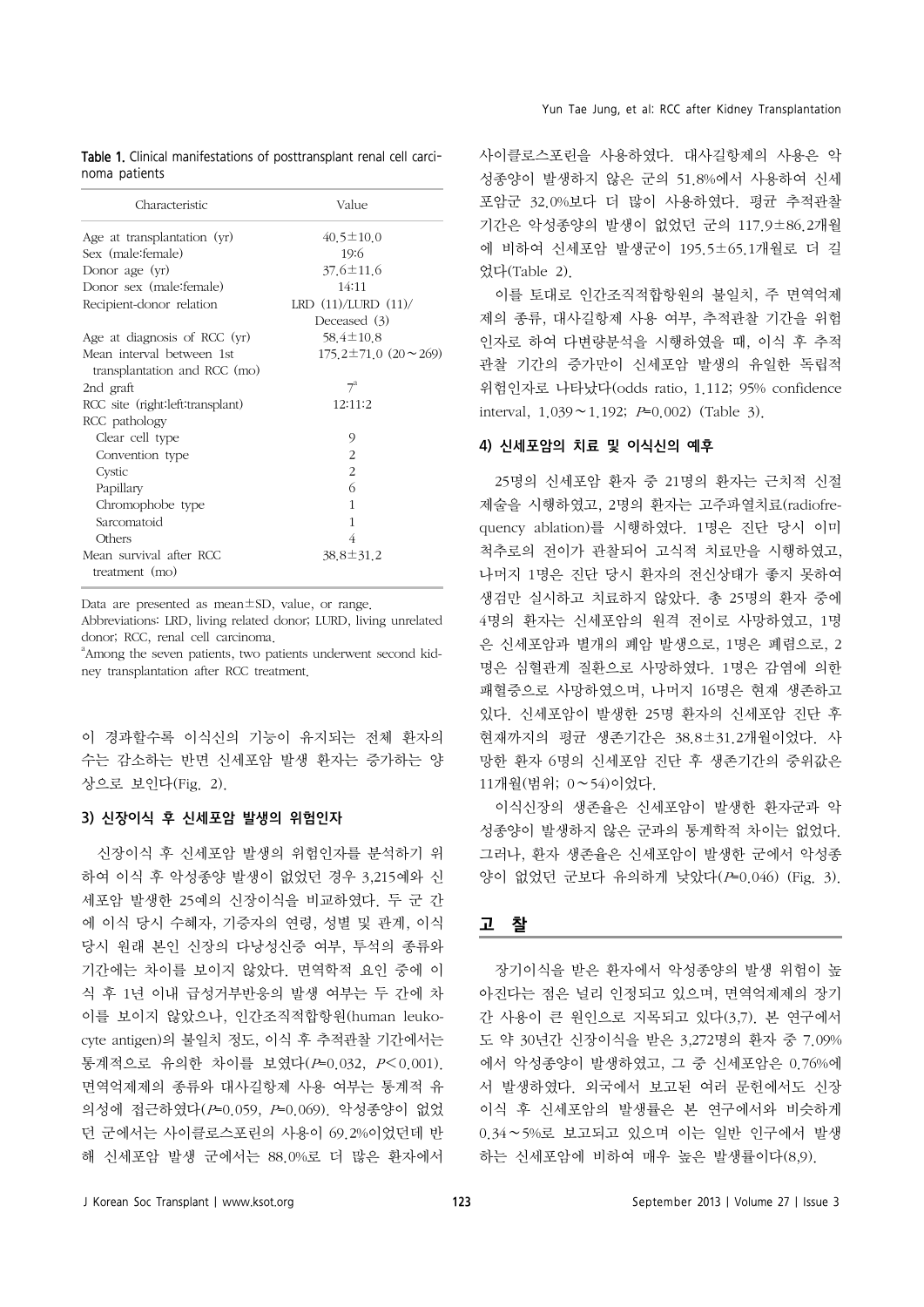Table 1. Clinical manifestations of posttransplant renal cell carcinoma patients

| Characteristic | Value |
| --- | --- |
| Age at transplantation (yr) | 40.5±10.0 |
| Sex (male:female) | 19:6 |
| Donor age (yr) | 37.6±11.6 |
| Donor sex (male:female) | 14:11 |
| Recipient-donor relation | LRD (11)/LURD (11)/ Deceased (3) |
| Age at diagnosis of RCC (yr) | 58.4±10.8 |
| Mean interval between 1st transplantation and RCC (mo) | 175.2±71.0 (20～269) |
| 2nd graft | 7[a] |
| RCC site (right:left:transplant) | 12:11:2 |
| RCC pathology | |
| Clear cell type | 9 |
| Convention type | 2 |
| Cystic | 2 |
| Papillary | 6 |
| Chromophobe type | 1 |
| Sarcomatoid | 1 |
| Others | 4 |
| Mean survival after RCC treatment (mo) | 38.8±31.2 |

Data are presented as mean±SD, value, or range.
Abbreviations: LRD, living related donor; LURD, living unrelated donor; RCC, renal cell carcinoma.
[a]Among the seven patients, two patients underwent second kidney transplantation after RCC treatment.

이 경과할수록 이식신의 기능이 유지되는 전체 환자의 수는 감소하는 반면 신세포암 발생 환자는 증가하는 양상으로 보인다(Fig. 2).

### 3) 신장이식 후 신세포암 발생의 위험인자

신장이식 후 신세포암 발생의 위험인자를 분석하기 위하여 이식 후 악성종양 발생이 없었던 경우 3,215예와 신세포암 발생한 25예의 신장이식을 비교하였다. 두 군 간에 이식 당시 수혜자, 기증자의 연령, 성별 및 관계, 이식 당시 원래 본인 신장의 다낭성신증 여부, 투석의 종류와 기간에는 차이를 보이지 않았다. 면역학적 요인 중에 이식 후 1년 이내 급성거부반응의 발생 여부는 두 간에 차이를 보이지 않았으나, 인간조직적합항원(human leukocyte antigen)의 불일치 정도, 이식 후 추적관찰 기간에서는 통계적으로 유의한 차이를 보였다($P$=0.032, $P$<0.001). 면역억제제의 종류와 대사길항제 사용 여부는 통계적 유의성에 접근하였다($P$=0.059, $P$=0.069). 악성종양이 없었던 군에서는 사이클로스포린의 사용이 69.2%이었던데 반해 신세포암 발생 군에서는 88.0%로 더 많은 환자에서 사이클로스포린을 사용하였다. 대사길항제의 사용은 악성종양이 발생하지 않은 군의 51.8%에서 사용하여 신세포암군 32.0%보다 더 많이 사용하였다. 평균 추적관찰 기간은 악성종양의 발생이 없었던 군의 117.9±86.2개월에 비하여 신세포암 발생군이 195.5±65.1개월로 더 길었다(Table 2).

이를 토대로 인간조직적합항원의 불일치, 주 면역억제제의 종류, 대사길항제 사용 여부, 추적관찰 기간을 위험인자로 하여 다변량분석을 시행하였을 때, 이식 후 추적관찰 기간의 증가만이 신세포암 발생의 유일한 독립적 위험인자로 나타났다(odds ratio, 1.112; 95% confidence interval, 1.039～1.192; $P$=0.002) (Table 3).

### 4) 신세포암의 치료 및 이식신의 예후

25명의 신세포암 환자 중 21명의 환자는 근치적 신절제술을 시행하였고, 2명의 환자는 고주파열치료(radiofrequency ablation)를 시행하였다. 1명은 진단 당시 이미 척추로의 전이가 관찰되어 고식적 치료만을 시행하였고, 나머지 1명은 진단 당시 환자의 전신상태가 좋지 못하여 생검만 실시하고 치료하지 않았다. 총 25명의 환자 중에 4명의 환자는 신세포암의 원격 전이로 사망하였고, 1명은 신세포암과 별개의 폐암 발생으로, 1명은 폐렴으로, 2명은 심혈관계 질환으로 사망하였다. 1명은 감염에 의한 패혈증으로 사망하였으며, 나머지 16명은 현재 생존하고 있다. 신세포암이 발생한 25명 환자의 신세포암 진단 후 현재까지의 평균 생존기간은 38.8±31.2개월이었다. 사망한 환자 6명의 신세포암 진단 후 생존기간의 중위값은 11개월(범위; 0～54)이었다.

이식신장의 생존율은 신세포암이 발생한 환자군과 악성종양이 발생하지 않은 군과의 통계학적 차이는 없었다. 그러나, 환자 생존율은 신세포암이 발생한 군에서 악성종양이 없었던 군보다 유의하게 낮았다($P$=0.046) (Fig. 3).

## 고 찰

장기이식을 받은 환자에서 악성종양의 발생 위험이 높아진다는 점은 널리 인정되고 있으며, 면역억제제의 장기간 사용이 큰 원인으로 지목되고 있다(3,7). 본 연구에서도 약 30년간 신장이식을 받은 3,272명의 환자 중 7.09%에서 악성종양이 발생하였고, 그 중 신세포암은 0.76%에서 발생하였다. 외국에서 보고된 여러 문헌에서도 신장이식 후 신세포암의 발생률은 본 연구에서와 비슷하게 0.34～5%로 보고되고 있으며 이는 일반 인구에서 발생하는 신세포암에 비하여 매우 높은 발생률이다(8,9).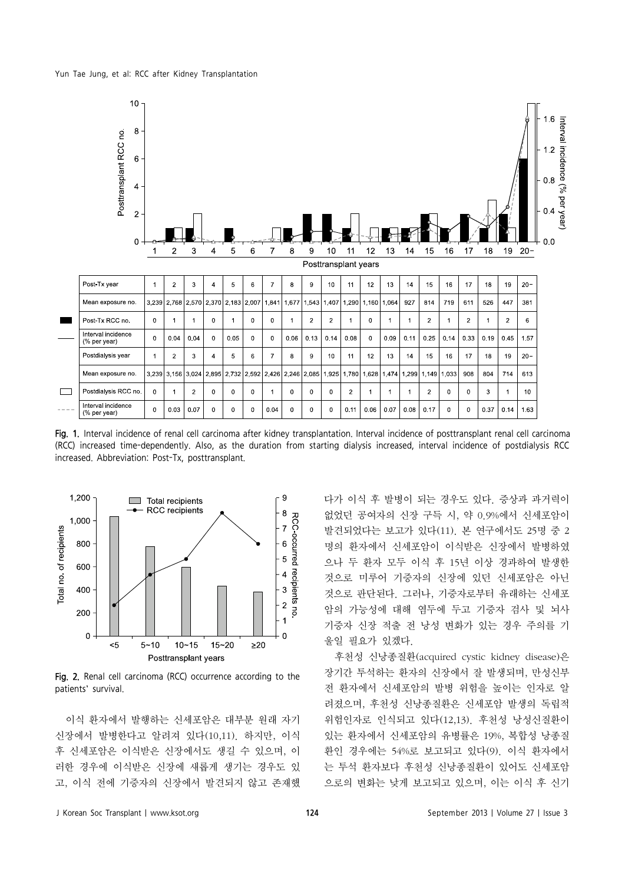| | Post-Tx year | 1 | 2 | 3 | 4 | 5 | 6 | 7 | 8 | 9 | 10 | 11 | 12 | 13 | 14 | 15 | 16 | 17 | 18 | 19 | 20− |
|---|---|---|---|---|---|---|---|---|---|---|---|---|---|---|---|---|---|---|---|---|---|
| | Mean exposure no. | 3,239 | 2,768 | 2,570 | 2,370 | 2,183 | 2,007 | 1,841 | 1,677 | 1,543 | 1,407 | 1,290 | 1,160 | 1,064 | 927 | 814 | 719 | 611 | 526 | 447 | 381 |
| ■ | Post-Tx RCC no. | 0 | 1 | 1 | 0 | 1 | 0 | 0 | 1 | 2 | 2 | 1 | 0 | 1 | 1 | 2 | 1 | 2 | 1 | 2 | 6 |
| —— | Interval incidence (% per year) | 0 | 0.04 | 0.04 | 0 | 0.05 | 0 | 0 | 0.06 | 0.13 | 0.14 | 0.08 | 0 | 0.09 | 0.11 | 0.25 | 0.14 | 0.33 | 0.19 | 0.45 | 1.57 |
| | Postdialysis year | 1 | 2 | 3 | 4 | 5 | 6 | 7 | 8 | 9 | 10 | 11 | 12 | 13 | 14 | 15 | 16 | 17 | 18 | 19 | 20− |
| | Mean exposure no. | 3,239 | 3,156 | 3,024 | 2,895 | 2,732 | 2,592 | 2,426 | 2,246 | 2,085 | 1,925 | 1,780 | 1,628 | 1,474 | 1,299 | 1,149 | 1,033 | 908 | 804 | 714 | 613 |
| □ | Postdialysis RCC no. | 0 | 1 | 2 | 0 | 0 | 0 | 1 | 0 | 0 | 0 | 2 | 1 | 1 | 1 | 2 | 0 | 0 | 3 | 1 | 10 |
| ---- | Interval incidence (% per year) | 0 | 0.03 | 0.07 | 0 | 0 | 0 | 0.04 | 0 | 0 | 0 | 0.11 | 0.06 | 0.07 | 0.08 | 0.17 | 0 | 0 | 0.37 | 0.14 | 1.63 |

**Fig. 1.** Interval incidence of renal cell carcinoma after kidney transplantation. Interval incidence of posttransplant renal cell carcinoma (RCC) increased time-dependently. Also, as the duration from starting dialysis increased, interval incidence of postdialysis RCC increased. Abbreviation: Post-Tx, posttransplant.

**Fig. 2.** Renal cell carcinoma (RCC) occurrence according to the patients' survival.

이식 환자에서 발행하는 신세포암은 대부분 원래 자기 신장에서 발행한다고 알려져 있다(10,11). 하지만, 이식 후 신세포암은 이식받은 신장에서도 생길 수 있으며, 이러한 경우에 이식받은 신장에 새롭게 생기는 경우도 있고, 이식 전에 기증자의 신장에서 발견되지 않고 존재했다가 이식 후 발병이 되는 경우도 있다. 증상과 과거력이 없었던 공여자의 신장 구득 시, 약 0.9%에서 신세포암이 발견되었다는 보고가 있다(11). 본 연구에서도 25명 중 2명의 환자에서 신세포암이 이식받은 신장에서 발병하였으나 두 환자 모두 이식 후 15년 이상 경과하여 발생한 것으로 미루어 기증자의 신장에 있던 신세포암은 아닌 것으로 판단된다. 그러나, 기증자로부터 유래하는 신세포암의 가능성에 대해 염두에 두고 기증자 검사 및 뇌사 기증자 신장 적출 전 낭성 변화가 있는 경우 주의를 기울일 필요가 있겠다.

후천성 신낭종질환(acquired cystic kidney disease)은 장기간 투석하는 환자의 신장에서 잘 발생되며, 만성신부전 환자에서 신세포암의 발병 위험을 높이는 인자로 알려졌으며, 후천성 신낭종질환은 신세포암 발생의 독립적 위험인자로 인식되고 있다(12,13). 후천성 낭성신질환이 있는 환자에서 신세포암의 유병률은 19%, 복합성 낭종질환인 경우에는 54%로 보고되고 있다(9). 이식 환자에서는 투석 환자보다 후천성 신낭종질환이 있어도 신세포암으로의 변화는 낮게 보고되고 있으며, 이는 이식 후 신기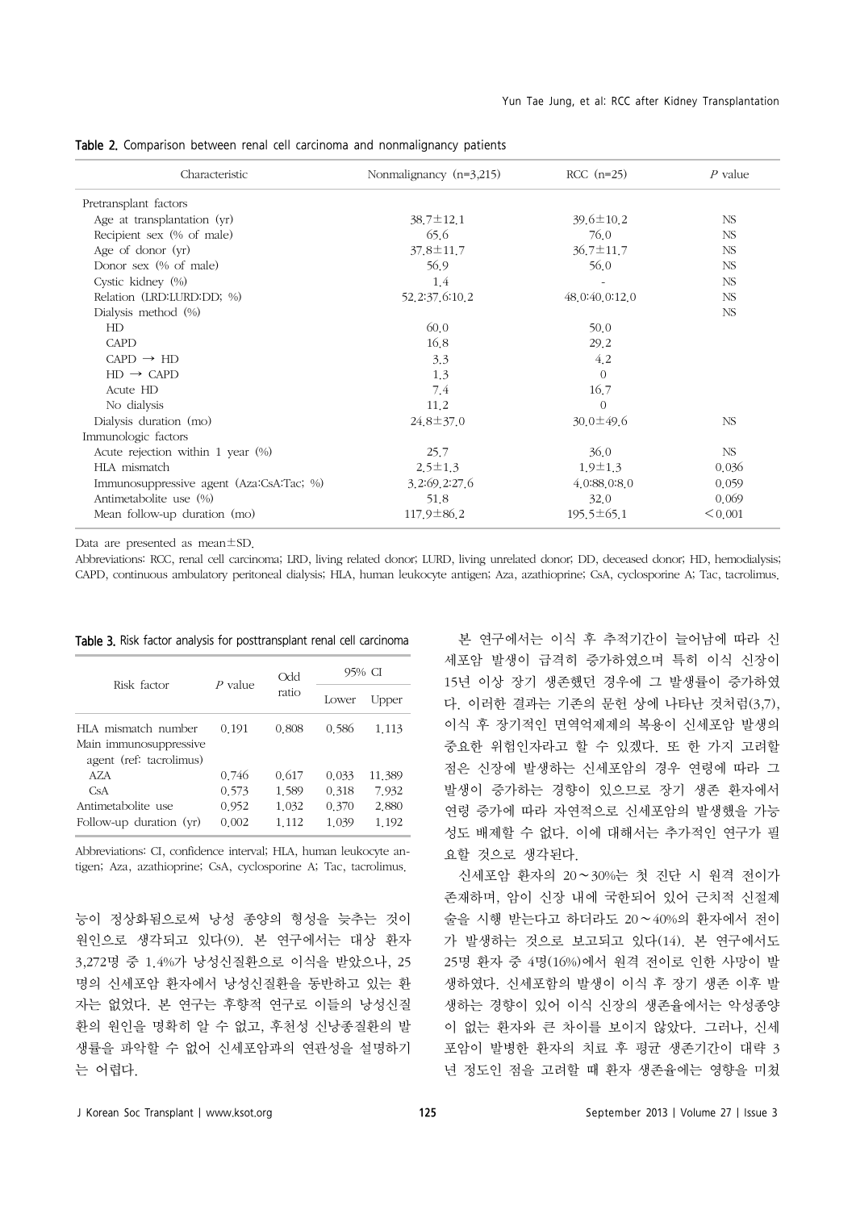Table 2. Comparison between renal cell carcinoma and nonmalignancy patients

| Characteristic | Nonmalignancy (n=3,215) | RCC (n=25) | *P* value |
|---|---|---|---|
| Pretransplant factors | | | |
| Age at transplantation (yr) | 38.7±12.1 | 39.6±10.2 | NS |
| Recipient sex (% of male) | 65.6 | 76.0 | NS |
| Age of donor (yr) | 37.8±11.7 | 36.7±11.7 | NS |
| Donor sex (% of male) | 56.9 | 56.0 | NS |
| Cystic kidney (%) | 1.4 | - | NS |
| Relation (LRD:LURD:DD; %) | 52.2:37.6:10.2 | 48.0:40.0:12.0 | NS |
| Dialysis method (%) | | | NS |
| HD | 60.0 | 50.0 | |
| CAPD | 16.8 | 29.2 | |
| CAPD → HD | 3.3 | 4.2 | |
| HD → CAPD | 1.3 | 0 | |
| Acute HD | 7.4 | 16.7 | |
| No dialysis | 11.2 | 0 | |
| Dialysis duration (mo) | 24.8±37.0 | 30.0±49.6 | NS |
| Immunologic factors | | | |
| Acute rejection within 1 year (%) | 25.7 | 36.0 | NS |
| HLA mismatch | 2.5±1.3 | 1.9±1.3 | 0.036 |
| Immunosuppressive agent (Aza:CsA:Tac; %) | 3.2:69.2:27.6 | 4.0:88.0:8.0 | 0.059 |
| Antimetabolite use (%) | 51.8 | 32.0 | 0.069 |
| Mean follow-up duration (mo) | 117.9±86.2 | 195.5±65.1 | <0.001 |

Data are presented as mean±SD.

Abbreviations: RCC, renal cell carcinoma; LRD, living related donor; LURD, living unrelated donor; DD, deceased donor; HD, hemodialysis; CAPD, continuous ambulatory peritoneal dialysis; HLA, human leukocyte antigen; Aza, azathioprine; CsA, cyclosporine A; Tac, tacrolimus.

Table 3. Risk factor analysis for posttransplant renal cell carcinoma

| Risk factor | *P* value | Odd ratio | 95% CI | |
|---|---|---|---|---|
| | | | Lower | Upper |
| HLA mismatch number | 0.191 | 0.808 | 0.586 | 1.113 |
| Main immunosuppressive agent (ref: tacrolimus) | | | | |
| AZA | 0.746 | 0.617 | 0.033 | 11.389 |
| CsA | 0.573 | 1.589 | 0.318 | 7.932 |
| Antimetabolite use | 0.952 | 1.032 | 0.370 | 2.880 |
| Follow-up duration (yr) | 0.002 | 1.112 | 1.039 | 1.192 |

Abbreviations: CI, confidence interval; HLA, human leukocyte antigen; Aza, azathioprine; CsA, cyclosporine A; Tac, tacrolimus.

능이 정상화됨으로써 낭성 종양의 형성을 늦추는 것이 원인으로 생각되고 있다(9). 본 연구에서는 대상 환자 3,272명 중 1.4%가 낭성신질환으로 이식을 받았으나, 25명의 신세포암 환자에서 낭성신질환을 동반하고 있는 환자는 없었다. 본 연구는 후향적 연구로 이들의 낭성신질환의 원인을 명확히 알 수 없고, 후천성 신낭종질환의 발생률을 파악할 수 없어 신세포암과의 연관성을 설명하기는 어렵다.

본 연구에서는 이식 후 추적기간이 늘어남에 따라 신세포암 발생이 급격히 증가하였으며 특히 이식 신장이 15년 이상 장기 생존했던 경우에 그 발생률이 증가하였다. 이러한 결과는 기존의 문헌 상에 나타난 것처럼(3,7), 이식 후 장기적인 면역억제제의 복용이 신세포암 발생의 중요한 위험인자라고 할 수 있겠다. 또 한 가지 고려할 점은 신장에 발생하는 신세포암의 경우 연령에 따라 그 발생이 증가하는 경향이 있으므로 장기 생존 환자에서 연령 증가에 따라 자연적으로 신세포암의 발생했을 가능성도 배제할 수 없다. 이에 대해서는 추가적인 연구가 필요할 것으로 생각된다.

신세포암 환자의 20～30%는 첫 진단 시 원격 전이가 존재하며, 암이 신장 내에 국한되어 있어 근치적 신절제술을 시행 받는다고 하더라도 20～40%의 환자에서 전이가 발생하는 것으로 보고되고 있다(14). 본 연구에서도 25명 환자 중 4명(16%)에서 원격 전이로 인한 사망이 발생하였다. 신세포함의 발생이 이식 후 장기 생존 이후 발생하는 경향이 있어 이식 신장의 생존율에서는 악성종양이 없는 환자와 큰 차이를 보이지 않았다. 그러나, 신세포암이 발병한 환자의 치료 후 평균 생존기간이 대략 3년 정도인 점을 고려할 때 환자 생존율에는 영향을 미쳤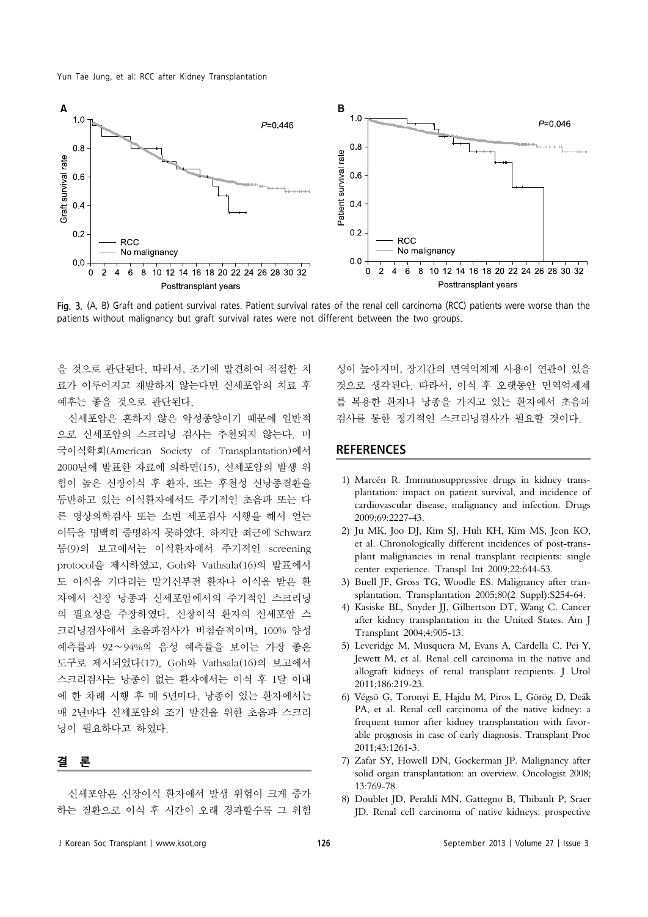Fig. 3. (A, B) Graft and patient survival rates. Patient survival rates of the renal cell carcinoma (RCC) patients were worse than the patients without malignancy but graft survival rates were not different between the two groups.

을 것으로 판단된다. 따라서, 조기에 발견하여 적절한 치료가 이루어지고 재발하지 않는다면 신세포암의 치료 후 예후는 좋을 것으로 판단된다.

신세포암은 흔하지 않은 악성종양이기 때문에 일반적으로 신세포암의 스크리닝 검사는 추천되지 않는다. 미국이식학회(American Society of Transplantation)에서 2000년에 발표한 자료에 의하면(15), 신세포암의 발생 위험이 높은 신장이식 후 환자, 또는 후천성 신낭종질환을 동반하고 있는 이식환자에서도 주기적인 초음파 또는 다른 영상의학검사 또는 소변 세포검사 시행을 해서 얻는 이득을 명백히 증명하지 못하였다. 하지만 최근에 Schwarz 등(9)의 보고에서는 이식환자에서 주기적인 screening protocol을 제시하였고, Goh와 Vathsala(16)의 발표에서도 이식을 기다리는 말기신부전 환자나 이식을 받은 환자에서 신장 낭종과 신세포암에서의 주기적인 스크리닝의 필요성을 주장하였다. 신장이식 환자의 신세포암 스크리닝검사에서 초음파검사가 비침습적이며, 100% 양성 예측률과 92∼94%의 음성 예측률을 보이는 가장 좋은 도구로 제시되었다(17). Goh와 Vathsala(16)의 보고에서 스크리검사는 낭종이 없는 환자에서는 이식 후 1달 이내에 한 차례 시행 후 매 5년마다, 낭종이 있는 환자에서는 매 2년마다 신세포암의 조기 발견을 위한 초음파 스크리닝이 필요하다고 하였다.

## 결 론

신세포암은 신장이식 환자에서 발생 위험이 크게 증가하는 질환으로 이식 후 시간이 오래 경과할수록 그 위험성이 높아지며, 장기간의 면역억제제 사용이 연관이 있을 것으로 생각된다. 따라서, 이식 후 오랫동안 면역억제제를 복용한 환자나 낭종을 가지고 있는 환자에서 초음파 검사를 통한 정기적인 스크리닝검사가 필요할 것이다.

## REFERENCES

1) Marcén R. Immunosuppressive drugs in kidney transplantation: impact on patient survival, and incidence of cardiovascular disease, malignancy and infection. Drugs 2009;69:2227-43.
2) Ju MK, Joo DJ, Kim SJ, Huh KH, Kim MS, Jeon KO, et al. Chronologically different incidences of post-transplant malignancies in renal transplant recipients: single center experience. Transpl Int 2009;22:644-53.
3) Buell JF, Gross TG, Woodle ES. Malignancy after transplantation. Transplantation 2005;80(2 Suppl):S254-64.
4) Kasiske BL, Snyder JJ, Gilbertson DT, Wang C. Cancer after kidney transplantation in the United States. Am J Transplant 2004;4:905-13.
5) Leveridge M, Musquera M, Evans A, Cardella C, Pei Y, Jewett M, et al. Renal cell carcinoma in the native and allograft kidneys of renal transplant recipients. J Urol 2011;186:219-23.
6) Végsö G, Toronyi E, Hajdu M, Piros L, Görög D, Deák PA, et al. Renal cell carcinoma of the native kidney: a frequent tumor after kidney transplantation with favorable prognosis in case of early diagnosis. Transplant Proc 2011;43:1261-3.
7) Zafar SY, Howell DN, Gockerman JP. Malignancy after solid organ transplantation: an overview. Oncologist 2008;13:769-78.
8) Doublet JD, Peraldi MN, Gattegno B, Thibault P, Sraer JD. Renal cell carcinoma of native kidneys: prospective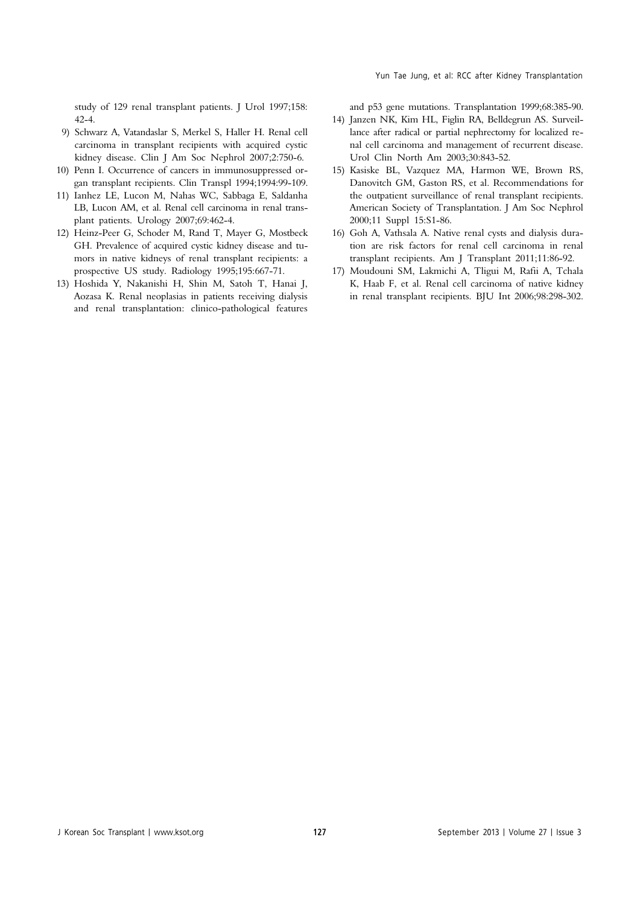study of 129 renal transplant patients. J Urol 1997;158: 42-4.

9) Schwarz A, Vatandaslar S, Merkel S, Haller H. Renal cell carcinoma in transplant recipients with acquired cystic kidney disease. Clin J Am Soc Nephrol 2007;2:750-6.
10) Penn I. Occurrence of cancers in immunosuppressed organ transplant recipients. Clin Transpl 1994;1994:99-109.
11) Ianhez LE, Lucon M, Nahas WC, Sabbaga E, Saldanha LB, Lucon AM, et al. Renal cell carcinoma in renal transplant patients. Urology 2007;69:462-4.
12) Heinz-Peer G, Schoder M, Rand T, Mayer G, Mostbeck GH. Prevalence of acquired cystic kidney disease and tumors in native kidneys of renal transplant recipients: a prospective US study. Radiology 1995;195:667-71.
13) Hoshida Y, Nakanishi H, Shin M, Satoh T, Hanai J, Aozasa K. Renal neoplasias in patients receiving dialysis and renal transplantation: clinico-pathological features and p53 gene mutations. Transplantation 1999;68:385-90.
14) Janzen NK, Kim HL, Figlin RA, Belldegrun AS. Surveillance after radical or partial nephrectomy for localized renal cell carcinoma and management of recurrent disease. Urol Clin North Am 2003;30:843-52.
15) Kasiske BL, Vazquez MA, Harmon WE, Brown RS, Danovitch GM, Gaston RS, et al. Recommendations for the outpatient surveillance of renal transplant recipients. American Society of Transplantation. J Am Soc Nephrol 2000;11 Suppl 15:S1-86.
16) Goh A, Vathsala A. Native renal cysts and dialysis duration are risk factors for renal cell carcinoma in renal transplant recipients. Am J Transplant 2011;11:86-92.
17) Moudouni SM, Lakmichi A, Tligui M, Rafii A, Tchala K, Haab F, et al. Renal cell carcinoma of native kidney in renal transplant recipients. BJU Int 2006;98:298-302.